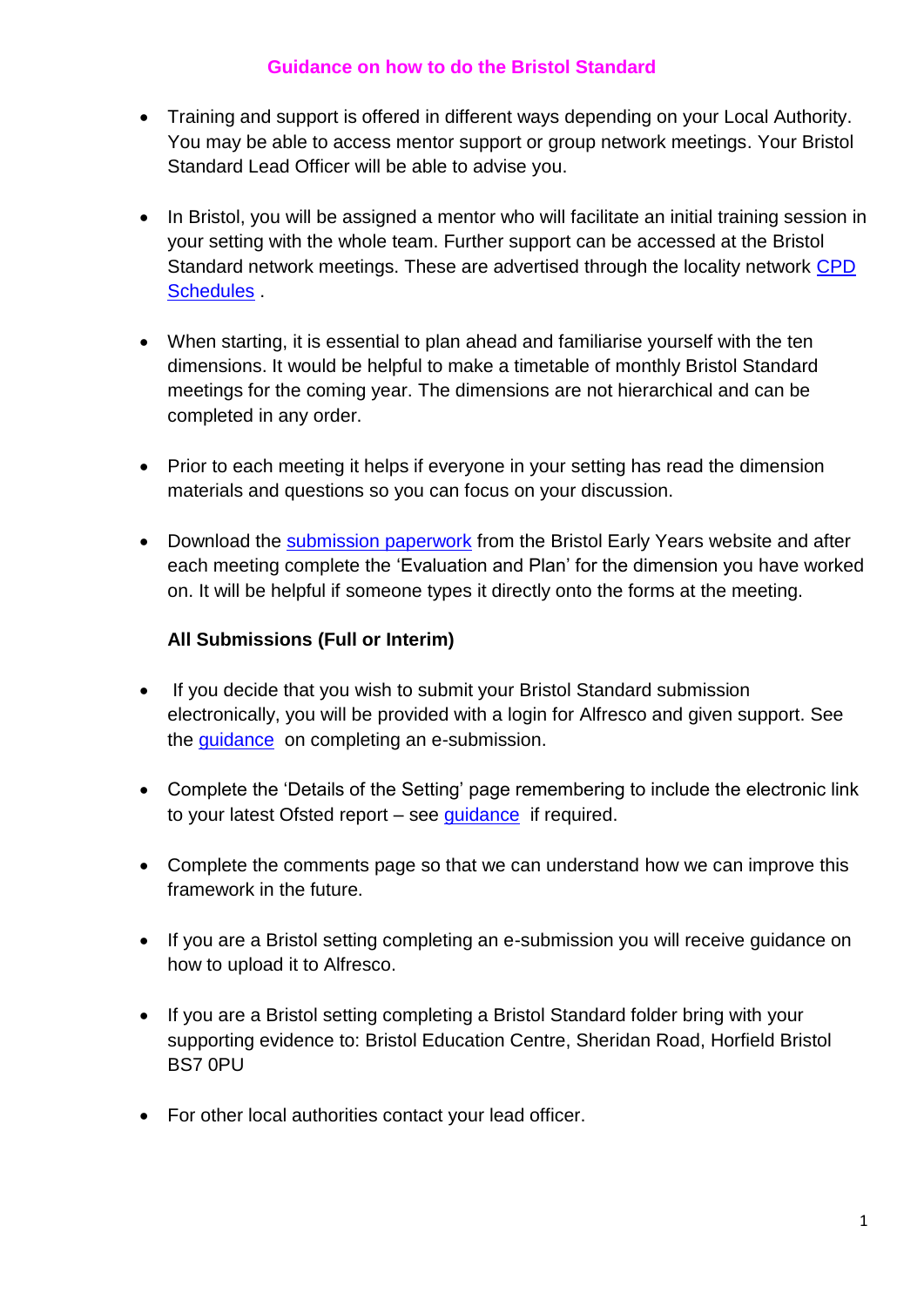# Guidance on how to do the Bristol Standard

- Training and support is offered in different ways depending on your Local Authority. You may be able to access mentor support or group network meetings. Your Bristol Standard Lead Officer will be able to advise you.

- In Bristol, you will be assigned a mentor who will facilitate an initial training session in your setting with the whole team. Further support can be accessed at the Bristol Standard network meetings. These are advertised through the locality network CPD Schedules .

- When starting, it is essential to plan ahead and familiarise yourself with the ten dimensions. It would be helpful to make a timetable of monthly Bristol Standard meetings for the coming year. The dimensions are not hierarchical and can be completed in any order.

- Prior to each meeting it helps if everyone in your setting has read the dimension materials and questions so you can focus on your discussion.

- Download the submission paperwork from the Bristol Early Years website and after each meeting complete the 'Evaluation and Plan' for the dimension you have worked on. It will be helpful if someone types it directly onto the forms at the meeting.

**All Submissions (Full or Interim)**

- If you decide that you wish to submit your Bristol Standard submission electronically, you will be provided with a login for Alfresco and given support. See the guidance on completing an e-submission.

- Complete the 'Details of the Setting' page remembering to include the electronic link to your latest Ofsted report – see guidance if required.

- Complete the comments page so that we can understand how we can improve this framework in the future.

- If you are a Bristol setting completing an e-submission you will receive guidance on how to upload it to Alfresco.

- If you are a Bristol setting completing a Bristol Standard folder bring with your supporting evidence to: Bristol Education Centre, Sheridan Road, Horfield Bristol BS7 0PU

- For other local authorities contact your lead officer.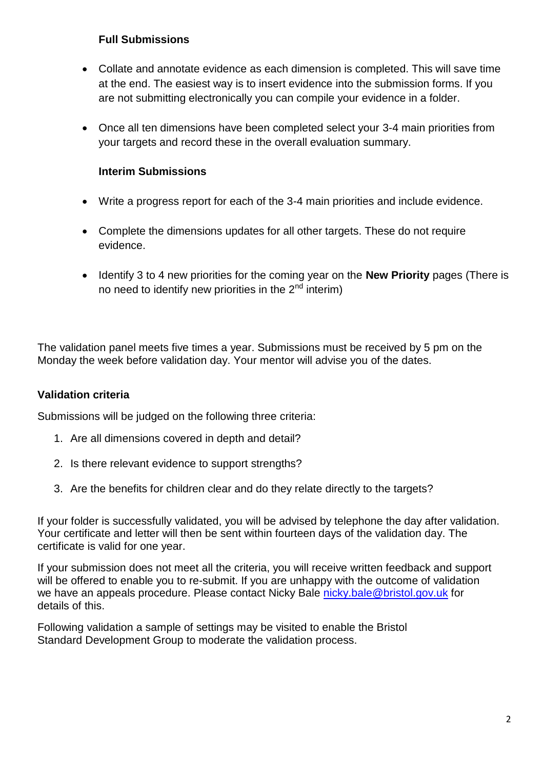**Full Submissions**

- Collate and annotate evidence as each dimension is completed. This will save time at the end. The easiest way is to insert evidence into the submission forms. If you are not submitting electronically you can compile your evidence in a folder.
- Once all ten dimensions have been completed select your 3-4 main priorities from your targets and record these in the overall evaluation summary.

**Interim Submissions**

- Write a progress report for each of the 3-4 main priorities and include evidence.
- Complete the dimensions updates for all other targets. These do not require evidence.
- Identify 3 to 4 new priorities for the coming year on the **New Priority** pages (There is no need to identify new priorities in the 2nd interim)

The validation panel meets five times a year. Submissions must be received by 5 pm on the Monday the week before validation day. Your mentor will advise you of the dates.

**Validation criteria**

Submissions will be judged on the following three criteria:

1. Are all dimensions covered in depth and detail?
2. Is there relevant evidence to support strengths?
3. Are the benefits for children clear and do they relate directly to the targets?

If your folder is successfully validated, you will be advised by telephone the day after validation. Your certificate and letter will then be sent within fourteen days of the validation day. The certificate is valid for one year.

If your submission does not meet all the criteria, you will receive written feedback and support will be offered to enable you to re-submit. If you are unhappy with the outcome of validation we have an appeals procedure. Please contact Nicky Bale nicky.bale@bristol.gov.uk for details of this.

Following validation a sample of settings may be visited to enable the Bristol Standard Development Group to moderate the validation process.